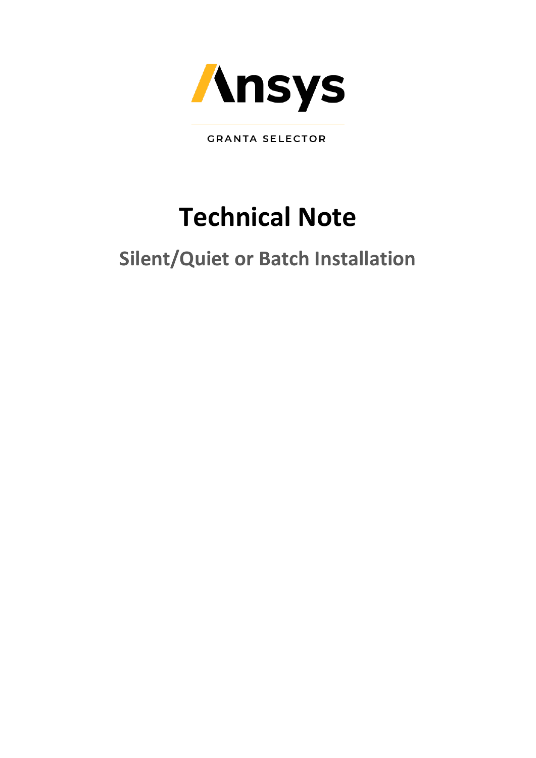Ansys

GRANTA SELECTOR

# Technical Note

## Silent/Quiet or Batch Installation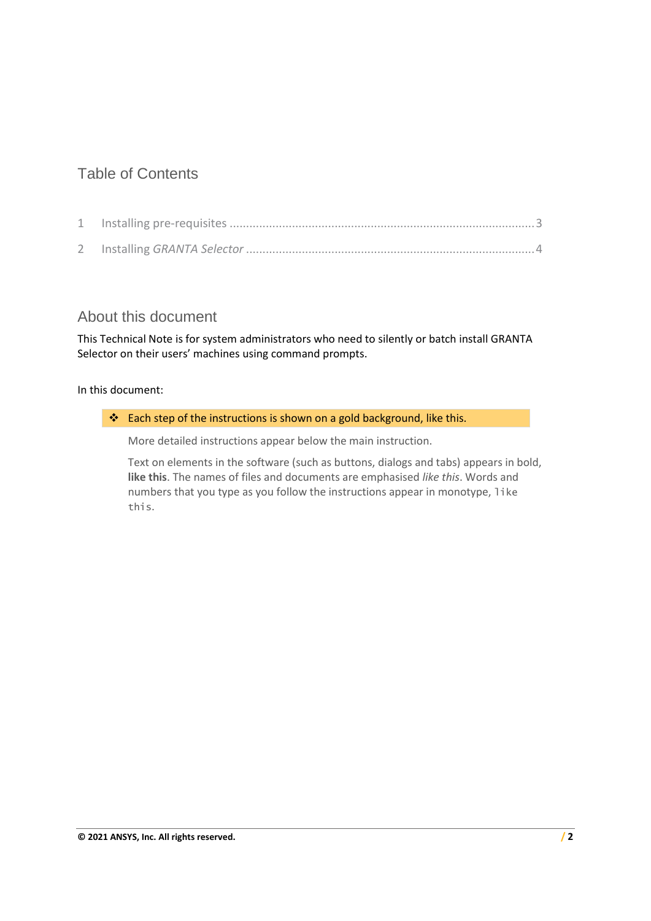## Table of Contents

1 Installing pre-requisites ....................................................................................3

2 Installing *GRANTA Selector* ..............................................................................4

## About this document

This Technical Note is for system administrators who need to silently or batch install GRANTA Selector on their users' machines using command prompts.

In this document:

❖ Each step of the instructions is shown on a gold background, like this.

More detailed instructions appear below the main instruction.

Text on elements in the software (such as buttons, dialogs and tabs) appears in bold, **like this**. The names of files and documents are emphasised *like this*. Words and numbers that you type as you follow the instructions appear in monotype, `like this`.

**© 2021 ANSYS, Inc. All rights reserved.**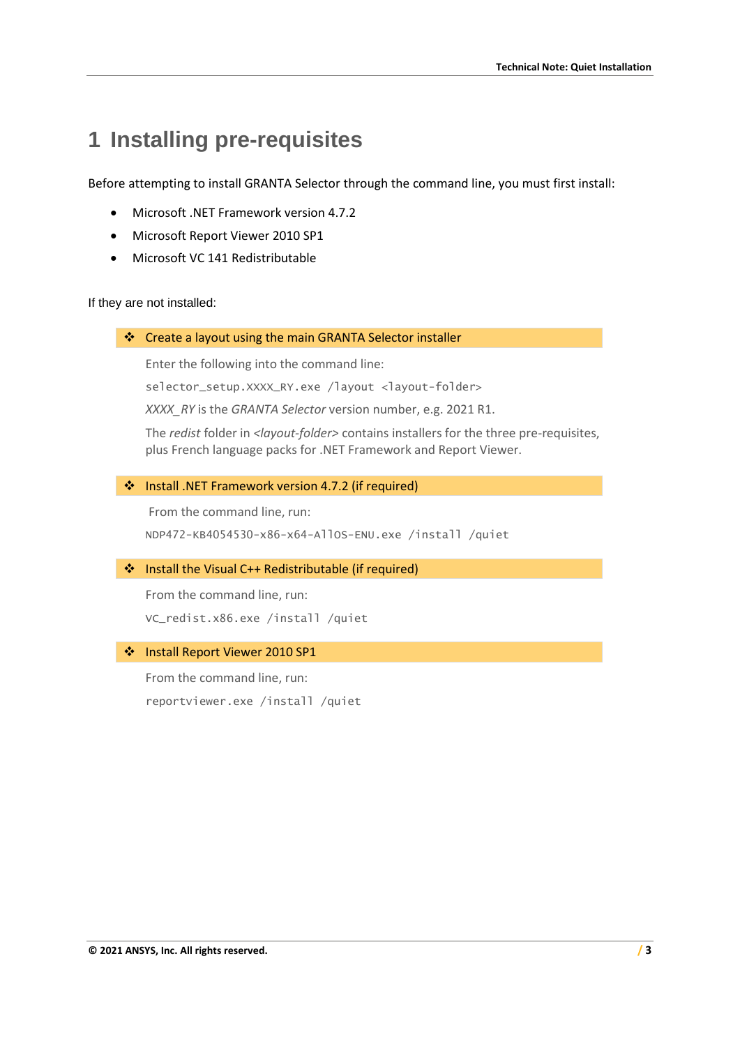# 1 Installing pre-requisites

Before attempting to install GRANTA Selector through the command line, you must first install:

- Microsoft .NET Framework version 4.7.2
- Microsoft Report Viewer 2010 SP1
- Microsoft VC 141 Redistributable

If they are not installed:

### ❖ Create a layout using the main GRANTA Selector installer

Enter the following into the command line:

```
selector_setup.XXXX_RY.exe /layout <layout-folder>
```

*XXXX_RY* is the *GRANTA Selector* version number, e.g. 2021 R1.

The *redist* folder in *<layout-folder>* contains installers for the three pre-requisites, plus French language packs for .NET Framework and Report Viewer.

### ❖ Install .NET Framework version 4.7.2 (if required)

From the command line, run:

```
NDP472-KB4054530-x86-x64-AllOS-ENU.exe /install /quiet
```

### ❖ Install the Visual C++ Redistributable (if required)

From the command line, run:

```
VC_redist.x86.exe /install /quiet
```

### ❖ Install Report Viewer 2010 SP1

From the command line, run:

```
reportviewer.exe /install /quiet
```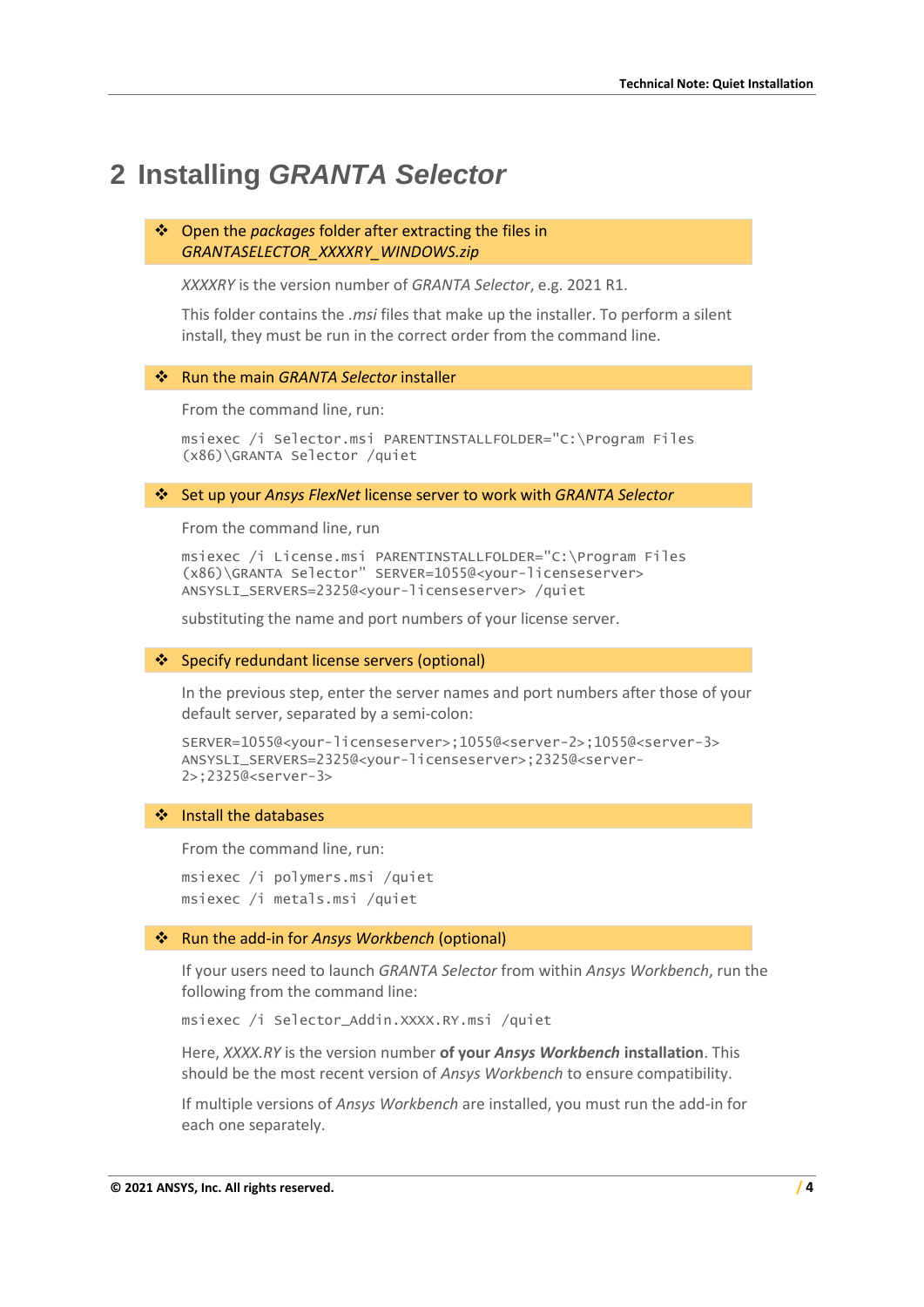# 2 Installing *GRANTA Selector*

- Open the *packages* folder after extracting the files in *GRANTASELECTOR_XXXXRY_WINDOWS.zip*

  *XXXXRY* is the version number of *GRANTA Selector*, e.g. 2021 R1.

  This folder contains the *.msi* files that make up the installer. To perform a silent install, they must be run in the correct order from the command line.

- Run the main *GRANTA Selector* installer

  From the command line, run:

  ```
  msiexec /i Selector.msi PARENTINSTALLFOLDER="C:\Program Files
  (x86)\GRANTA Selector /quiet
  ```

- Set up your *Ansys FlexNet* license server to work with *GRANTA Selector*

  From the command line, run

  ```
  msiexec /i License.msi PARENTINSTALLFOLDER="C:\Program Files
  (x86)\GRANTA Selector" SERVER=1055@<your-licenseserver>
  ANSYSLI_SERVERS=2325@<your-licenseserver> /quiet
  ```

  substituting the name and port numbers of your license server.

- Specify redundant license servers (optional)

  In the previous step, enter the server names and port numbers after those of your default server, separated by a semi-colon:

  ```
  SERVER=1055@<your-licenseserver>;1055@<server-2>;1055@<server-3>
  ANSYSLI_SERVERS=2325@<your-licenseserver>;2325@<server-
  2>;2325@<server-3>
  ```

- Install the databases

  From the command line, run:

  ```
  msiexec /i polymers.msi /quiet
  msiexec /i metals.msi /quiet
  ```

- Run the add-in for *Ansys Workbench* (optional)

  If your users need to launch *GRANTA Selector* from within *Ansys Workbench*, run the following from the command line:

  ```
  msiexec /i Selector_Addin.XXXX.RY.msi /quiet
  ```

  Here, *XXXX.RY* is the version number **of your *Ansys Workbench* installation**. This should be the most recent version of *Ansys Workbench* to ensure compatibility.

  If multiple versions of *Ansys Workbench* are installed, you must run the add-in for each one separately.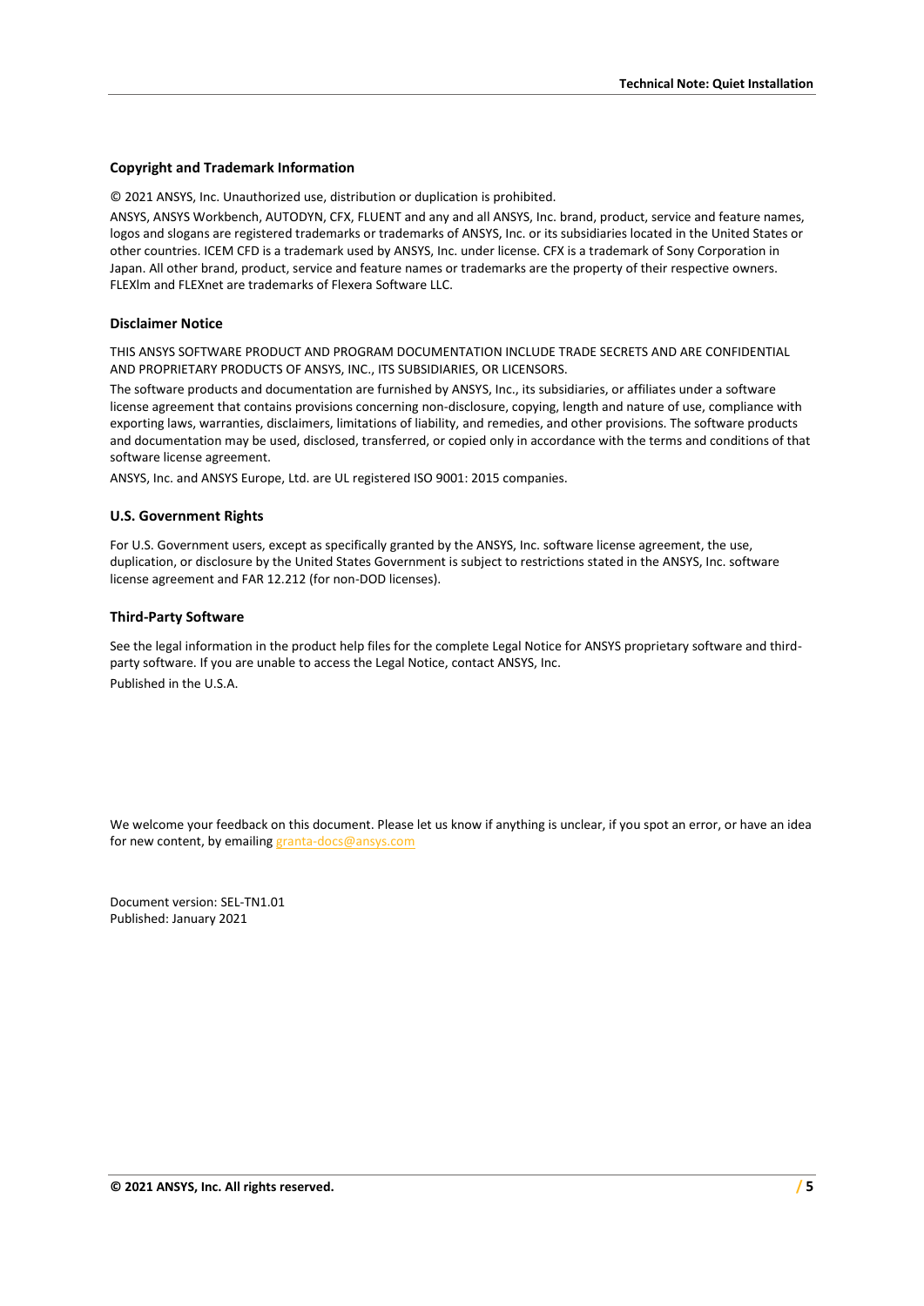## Copyright and Trademark Information

© 2021 ANSYS, Inc. Unauthorized use, distribution or duplication is prohibited.

ANSYS, ANSYS Workbench, AUTODYN, CFX, FLUENT and any and all ANSYS, Inc. brand, product, service and feature names, logos and slogans are registered trademarks or trademarks of ANSYS, Inc. or its subsidiaries located in the United States or other countries. ICEM CFD is a trademark used by ANSYS, Inc. under license. CFX is a trademark of Sony Corporation in Japan. All other brand, product, service and feature names or trademarks are the property of their respective owners. FLEXlm and FLEXnet are trademarks of Flexera Software LLC.

## Disclaimer Notice

THIS ANSYS SOFTWARE PRODUCT AND PROGRAM DOCUMENTATION INCLUDE TRADE SECRETS AND ARE CONFIDENTIAL AND PROPRIETARY PRODUCTS OF ANSYS, INC., ITS SUBSIDIARIES, OR LICENSORS.

The software products and documentation are furnished by ANSYS, Inc., its subsidiaries, or affiliates under a software license agreement that contains provisions concerning non-disclosure, copying, length and nature of use, compliance with exporting laws, warranties, disclaimers, limitations of liability, and remedies, and other provisions. The software products and documentation may be used, disclosed, transferred, or copied only in accordance with the terms and conditions of that software license agreement.

ANSYS, Inc. and ANSYS Europe, Ltd. are UL registered ISO 9001: 2015 companies.

## U.S. Government Rights

For U.S. Government users, except as specifically granted by the ANSYS, Inc. software license agreement, the use, duplication, or disclosure by the United States Government is subject to restrictions stated in the ANSYS, Inc. software license agreement and FAR 12.212 (for non-DOD licenses).

## Third-Party Software

See the legal information in the product help files for the complete Legal Notice for ANSYS proprietary software and third-party software. If you are unable to access the Legal Notice, contact ANSYS, Inc.

Published in the U.S.A.

We welcome your feedback on this document. Please let us know if anything is unclear, if you spot an error, or have an idea for new content, by emailing granta-docs@ansys.com

Document version: SEL-TN1.01
Published: January 2021